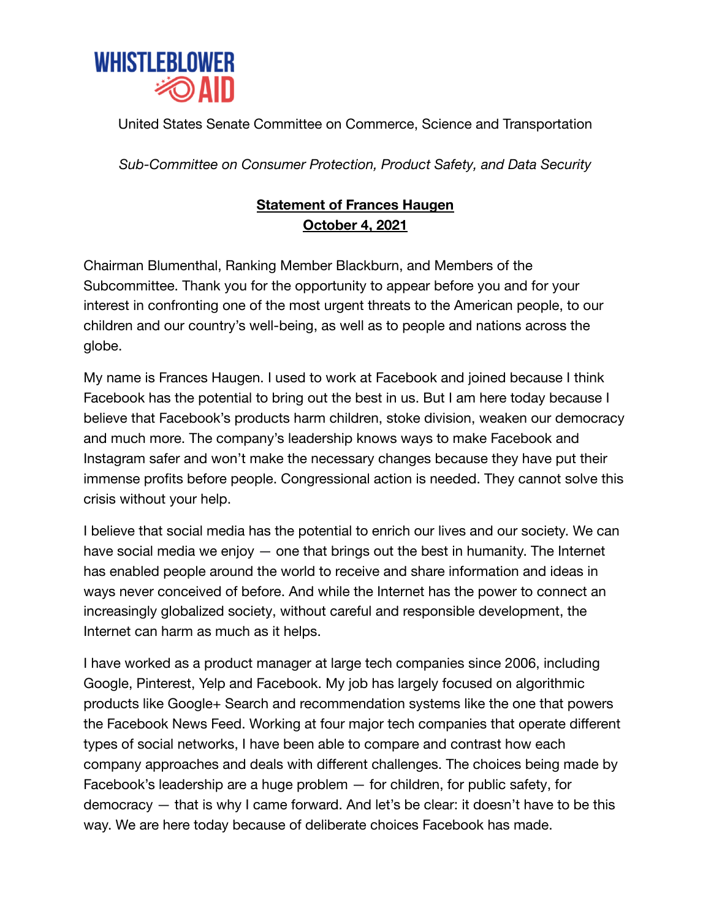WHISTLEBLOWER AID

United States Senate Committee on Commerce, Science and Transportation

*Sub-Committee on Consumer Protection, Product Safety, and Data Security*

**Statement of Frances Haugen**
**October 4, 2021**

Chairman Blumenthal, Ranking Member Blackburn, and Members of the Subcommittee. Thank you for the opportunity to appear before you and for your interest in confronting one of the most urgent threats to the American people, to our children and our country's well-being, as well as to people and nations across the globe.

My name is Frances Haugen. I used to work at Facebook and joined because I think Facebook has the potential to bring out the best in us. But I am here today because I believe that Facebook's products harm children, stoke division, weaken our democracy and much more. The company's leadership knows ways to make Facebook and Instagram safer and won't make the necessary changes because they have put their immense profits before people. Congressional action is needed. They cannot solve this crisis without your help.

I believe that social media has the potential to enrich our lives and our society. We can have social media we enjoy — one that brings out the best in humanity. The Internet has enabled people around the world to receive and share information and ideas in ways never conceived of before. And while the Internet has the power to connect an increasingly globalized society, without careful and responsible development, the Internet can harm as much as it helps.

I have worked as a product manager at large tech companies since 2006, including Google, Pinterest, Yelp and Facebook. My job has largely focused on algorithmic products like Google+ Search and recommendation systems like the one that powers the Facebook News Feed. Working at four major tech companies that operate different types of social networks, I have been able to compare and contrast how each company approaches and deals with different challenges. The choices being made by Facebook's leadership are a huge problem — for children, for public safety, for democracy — that is why I came forward. And let's be clear: it doesn't have to be this way. We are here today because of deliberate choices Facebook has made.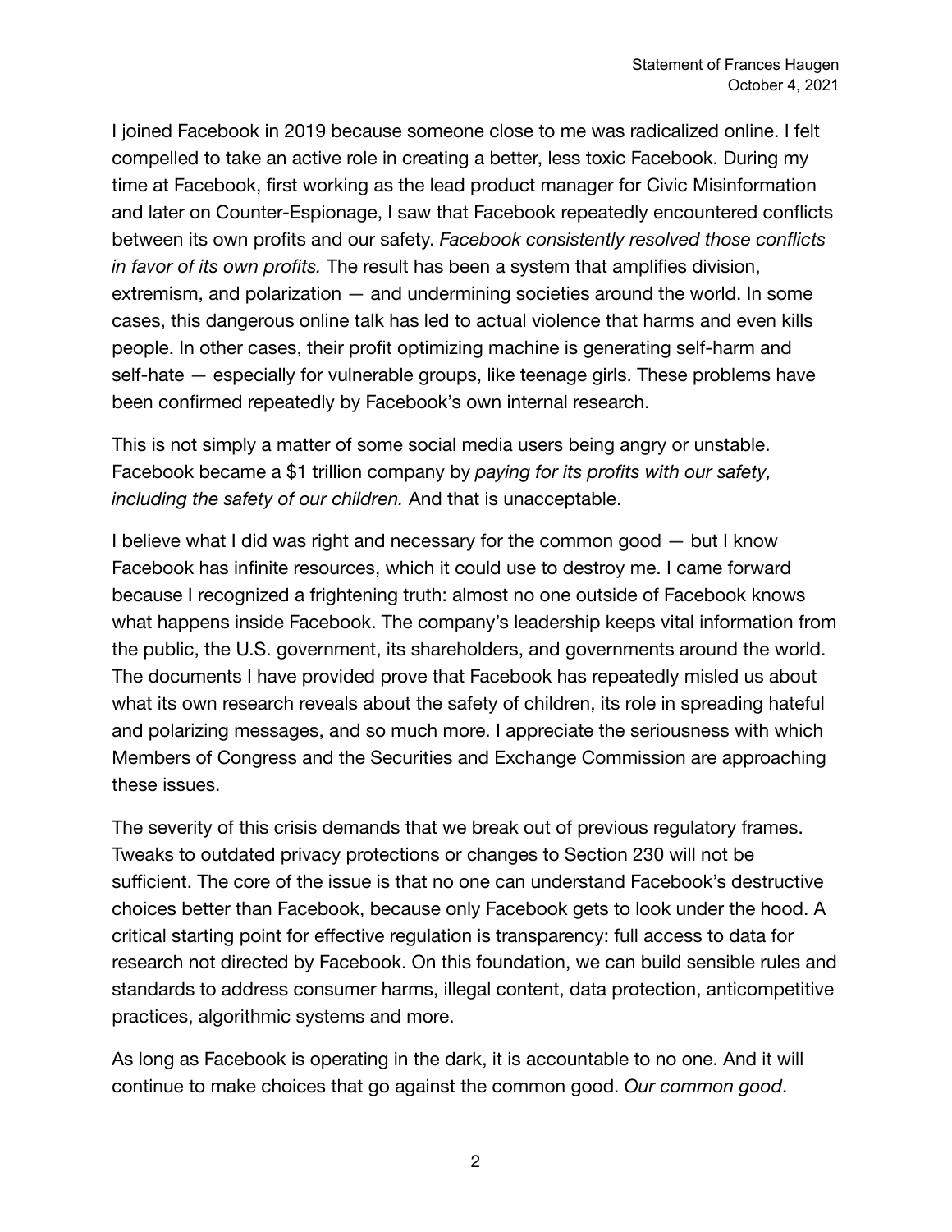I joined Facebook in 2019 because someone close to me was radicalized online. I felt compelled to take an active role in creating a better, less toxic Facebook. During my time at Facebook, first working as the lead product manager for Civic Misinformation and later on Counter-Espionage, I saw that Facebook repeatedly encountered conflicts between its own profits and our safety. *Facebook consistently resolved those conflicts in favor of its own profits.* The result has been a system that amplifies division, extremism, and polarization — and undermining societies around the world. In some cases, this dangerous online talk has led to actual violence that harms and even kills people. In other cases, their profit optimizing machine is generating self-harm and self-hate — especially for vulnerable groups, like teenage girls. These problems have been confirmed repeatedly by Facebook's own internal research.

This is not simply a matter of some social media users being angry or unstable. Facebook became a $1 trillion company by *paying for its profits with our safety, including the safety of our children.* And that is unacceptable.

I believe what I did was right and necessary for the common good — but I know Facebook has infinite resources, which it could use to destroy me. I came forward because I recognized a frightening truth: almost no one outside of Facebook knows what happens inside Facebook. The company's leadership keeps vital information from the public, the U.S. government, its shareholders, and governments around the world. The documents I have provided prove that Facebook has repeatedly misled us about what its own research reveals about the safety of children, its role in spreading hateful and polarizing messages, and so much more. I appreciate the seriousness with which Members of Congress and the Securities and Exchange Commission are approaching these issues.

The severity of this crisis demands that we break out of previous regulatory frames. Tweaks to outdated privacy protections or changes to Section 230 will not be sufficient. The core of the issue is that no one can understand Facebook's destructive choices better than Facebook, because only Facebook gets to look under the hood. A critical starting point for effective regulation is transparency: full access to data for research not directed by Facebook. On this foundation, we can build sensible rules and standards to address consumer harms, illegal content, data protection, anticompetitive practices, algorithmic systems and more.

As long as Facebook is operating in the dark, it is accountable to no one. And it will continue to make choices that go against the common good. *Our common good*.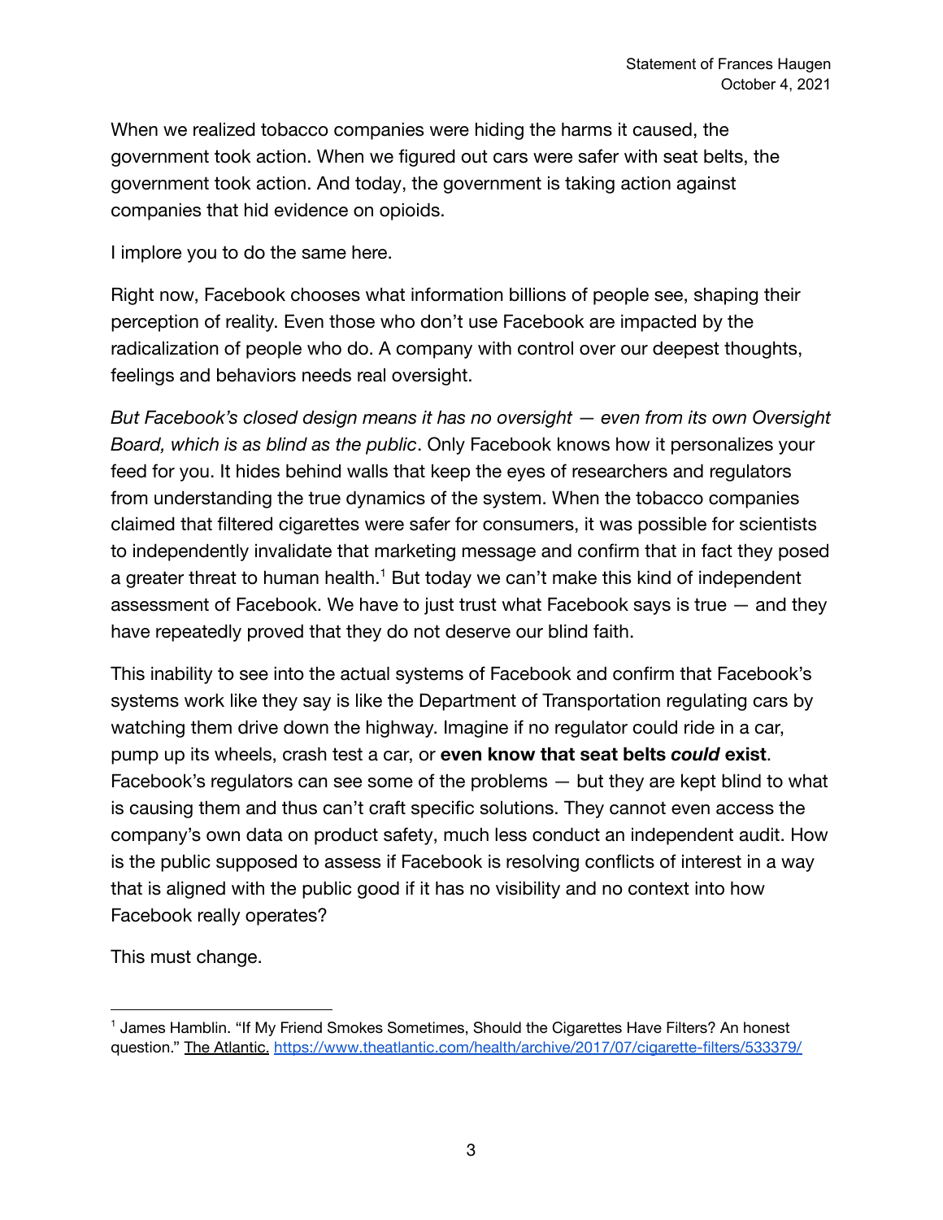When we realized tobacco companies were hiding the harms it caused, the government took action. When we figured out cars were safer with seat belts, the government took action. And today, the government is taking action against companies that hid evidence on opioids.

I implore you to do the same here.

Right now, Facebook chooses what information billions of people see, shaping their perception of reality. Even those who don't use Facebook are impacted by the radicalization of people who do. A company with control over our deepest thoughts, feelings and behaviors needs real oversight.

*But Facebook's closed design means it has no oversight — even from its own Oversight Board, which is as blind as the public*. Only Facebook knows how it personalizes your feed for you. It hides behind walls that keep the eyes of researchers and regulators from understanding the true dynamics of the system. When the tobacco companies claimed that filtered cigarettes were safer for consumers, it was possible for scientists to independently invalidate that marketing message and confirm that in fact they posed a greater threat to human health.[1] But today we can't make this kind of independent assessment of Facebook. We have to just trust what Facebook says is true — and they have repeatedly proved that they do not deserve our blind faith.

This inability to see into the actual systems of Facebook and confirm that Facebook's systems work like they say is like the Department of Transportation regulating cars by watching them drive down the highway. Imagine if no regulator could ride in a car, pump up its wheels, crash test a car, or **even know that seat belts *could* exist**. Facebook's regulators can see some of the problems — but they are kept blind to what is causing them and thus can't craft specific solutions. They cannot even access the company's own data on product safety, much less conduct an independent audit. How is the public supposed to assess if Facebook is resolving conflicts of interest in a way that is aligned with the public good if it has no visibility and no context into how Facebook really operates?

This must change.

---

[1] James Hamblin. "If My Friend Smokes Sometimes, Should the Cigarettes Have Filters? An honest question." The Atlantic. https://www.theatlantic.com/health/archive/2017/07/cigarette-filters/533379/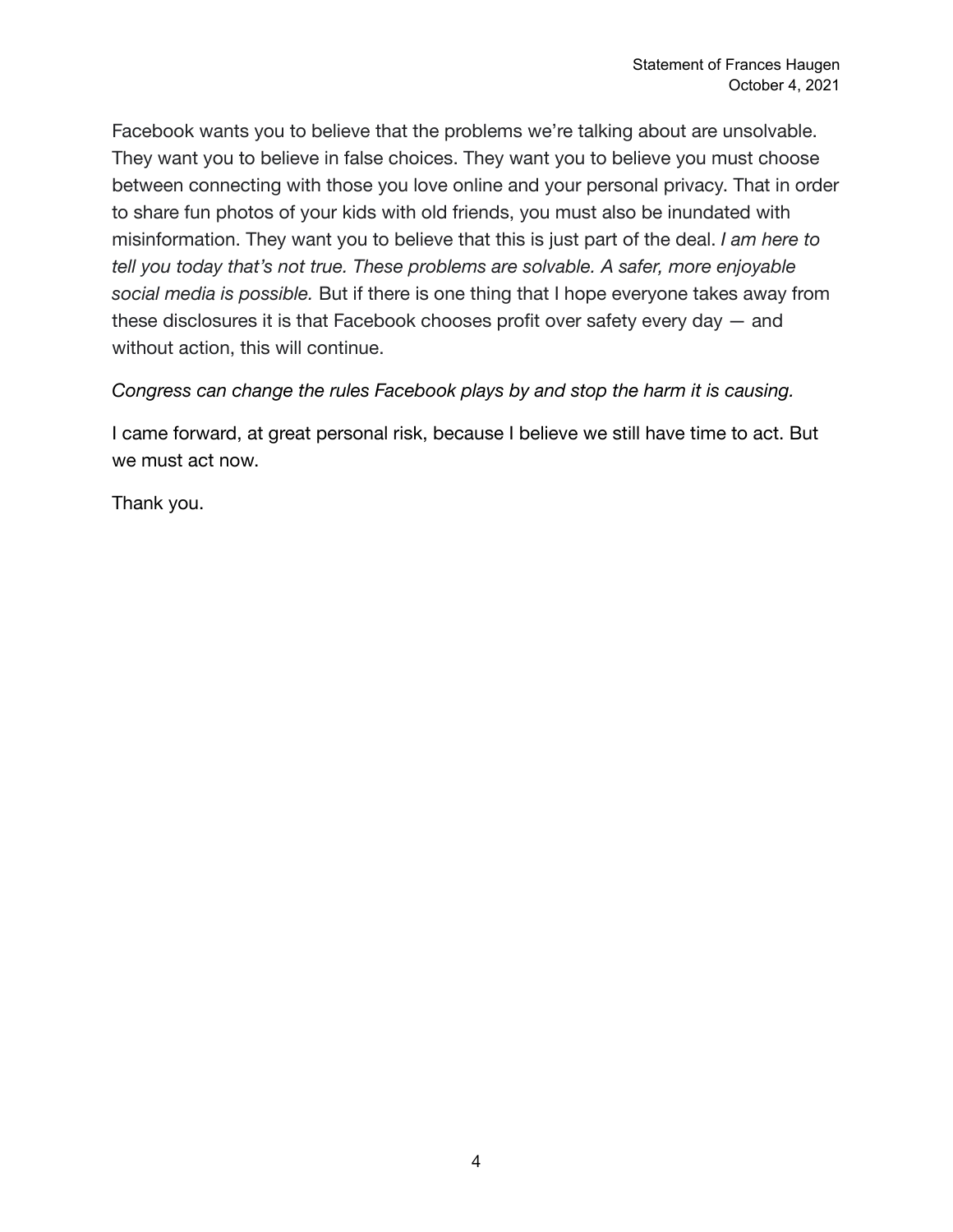Facebook wants you to believe that the problems we're talking about are unsolvable. They want you to believe in false choices. They want you to believe you must choose between connecting with those you love online and your personal privacy. That in order to share fun photos of your kids with old friends, you must also be inundated with misinformation. They want you to believe that this is just part of the deal. *I am here to tell you today that's not true. These problems are solvable. A safer, more enjoyable social media is possible.* But if there is one thing that I hope everyone takes away from these disclosures it is that Facebook chooses profit over safety every day — and without action, this will continue.

*Congress can change the rules Facebook plays by and stop the harm it is causing.*

I came forward, at great personal risk, because I believe we still have time to act. But we must act now.

Thank you.